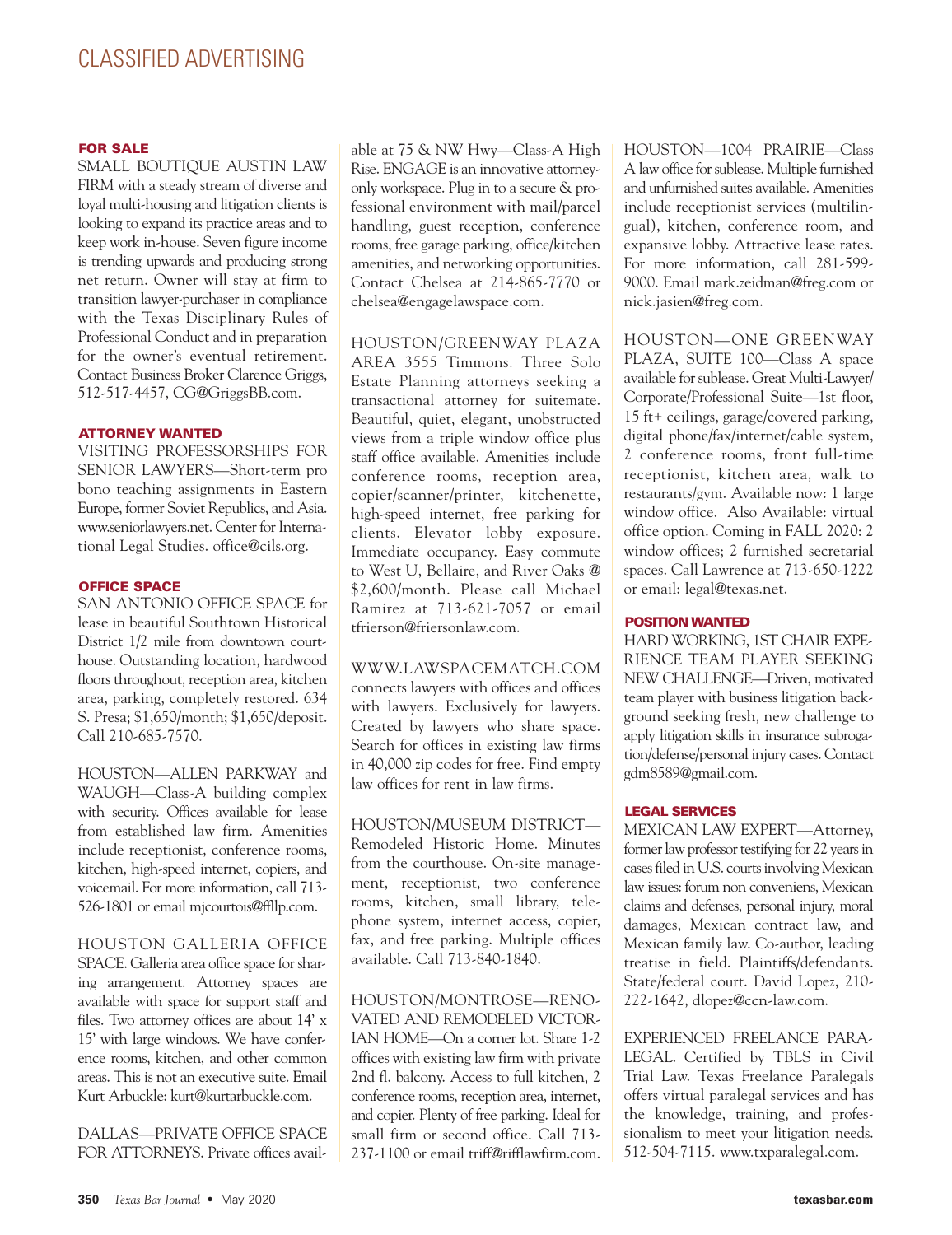# CLASSIFIED ADVERTISING

## FOR SALE

SMALL BOUTIQUE AUSTIN LAW FIRM with a steady stream of diverse and loyal multi-housing and litigation clients is looking to expand its practice areas and to keep work in-house. Seven figure income is trending upwards and producing strong net return. Owner will stay at firm to transition lawyer-purchaser in compliance with the Texas Disciplinary Rules of Professional Conduct and in preparation for the owner's eventual retirement. Contact Business Broker Clarence Griggs, 512-517-4457, CG@GriggsBB.com.

## ATTORNEY WANTED

VISITING PROFESSORSHIPS FOR SENIOR LAWYERS—Short-term pro bono teaching assignments in Eastern Europe, former Soviet Republics, and Asia. www.seniorlawyers.net. Center for International Legal Studies. office@cils.org.

## OFFICE SPACE

SAN ANTONIO OFFICE SPACE for lease in beautiful Southtown Historical District 1/2 mile from downtown courthouse. Outstanding location, hardwood floors throughout, reception area, kitchen area, parking, completely restored. 634 S. Presa; $1,650/month; $1,650/deposit. Call 210-685-7570.

HOUSTON—ALLEN PARKWAY and WAUGH—Class-A building complex with security. Offices available for lease from established law firm. Amenities include receptionist, conference rooms, kitchen, high-speed internet, copiers, and voicemail. For more information, call 713-526-1801 or email mjcourtois@ffllp.com.

HOUSTON GALLERIA OFFICE SPACE. Galleria area office space for sharing arrangement. Attorney spaces are available with space for support staff and files. Two attorney offices are about 14' x 15' with large windows. We have conference rooms, kitchen, and other common areas. This is not an executive suite. Email Kurt Arbuckle: kurt@kurtarbuckle.com.

DALLAS—PRIVATE OFFICE SPACE FOR ATTORNEYS. Private offices available at 75 & NW Hwy—Class-A High Rise. ENGAGE is an innovative attorney-only workspace. Plug in to a secure & professional environment with mail/parcel handling, guest reception, conference rooms, free garage parking, office/kitchen amenities, and networking opportunities. Contact Chelsea at 214-865-7770 or chelsea@engagelawspace.com.

HOUSTON/GREENWAY PLAZA AREA 3555 Timmons. Three Solo Estate Planning attorneys seeking a transactional attorney for suitemate. Beautiful, quiet, elegant, unobstructed views from a triple window office plus staff office available. Amenities include conference rooms, reception area, copier/scanner/printer, kitchenette, high-speed internet, free parking for clients. Elevator lobby exposure. Immediate occupancy. Easy commute to West U, Bellaire, and River Oaks @ $2,600/month. Please call Michael Ramirez at 713-621-7057 or email tfrierson@friersonlaw.com.

WWW.LAWSPACEMATCH.COM connects lawyers with offices and offices with lawyers. Exclusively for lawyers. Created by lawyers who share space. Search for offices in existing law firms in 40,000 zip codes for free. Find empty law offices for rent in law firms.

HOUSTON/MUSEUM DISTRICT—Remodeled Historic Home. Minutes from the courthouse. On-site management, receptionist, two conference rooms, kitchen, small library, telephone system, internet access, copier, fax, and free parking. Multiple offices available. Call 713-840-1840.

HOUSTON/MONTROSE—RENOVATED AND REMODELED VICTORIAN HOME—On a corner lot. Share 1-2 offices with existing law firm with private 2nd fl. balcony. Access to full kitchen, 2 conference rooms, reception area, internet, and copier. Plenty of free parking. Ideal for small firm or second office. Call 713-237-1100 or email triff@rifflawfirm.com.

HOUSTON—1004 PRAIRIE—Class A law office for sublease. Multiple furnished and unfurnished suites available. Amenities include receptionist services (multilingual), kitchen, conference room, and expansive lobby. Attractive lease rates. For more information, call 281-599-9000. Email mark.zeidman@freg.com or nick.jasien@freg.com.

HOUSTON—ONE GREENWAY PLAZA, SUITE 100—Class A space available for sublease. Great Multi-Lawyer/Corporate/Professional Suite—1st floor, 15 ft+ ceilings, garage/covered parking, digital phone/fax/internet/cable system, 2 conference rooms, front full-time receptionist, kitchen area, walk to restaurants/gym. Available now: 1 large window office. Also Available: virtual office option. Coming in FALL 2020: 2 window offices; 2 furnished secretarial spaces. Call Lawrence at 713-650-1222 or email: legal@texas.net.

## POSITION WANTED

HARD WORKING, 1ST CHAIR EXPERIENCE TEAM PLAYER SEEKING NEW CHALLENGE—Driven, motivated team player with business litigation background seeking fresh, new challenge to apply litigation skills in insurance subrogation/defense/personal injury cases. Contact gdm8589@gmail.com.

## LEGAL SERVICES

MEXICAN LAW EXPERT—Attorney, former law professor testifying for 22 years in cases filed in U.S. courts involving Mexican law issues: forum non conveniens, Mexican claims and defenses, personal injury, moral damages, Mexican contract law, and Mexican family law. Co-author, leading treatise in field. Plaintiffs/defendants. State/federal court. David Lopez, 210-222-1642, dlopez@ccn-law.com.

EXPERIENCED FREELANCE PARALEGAL. Certified by TBLS in Civil Trial Law. Texas Freelance Paralegals offers virtual paralegal services and has the knowledge, training, and professionalism to meet your litigation needs. 512-504-7115. www.txparalegal.com.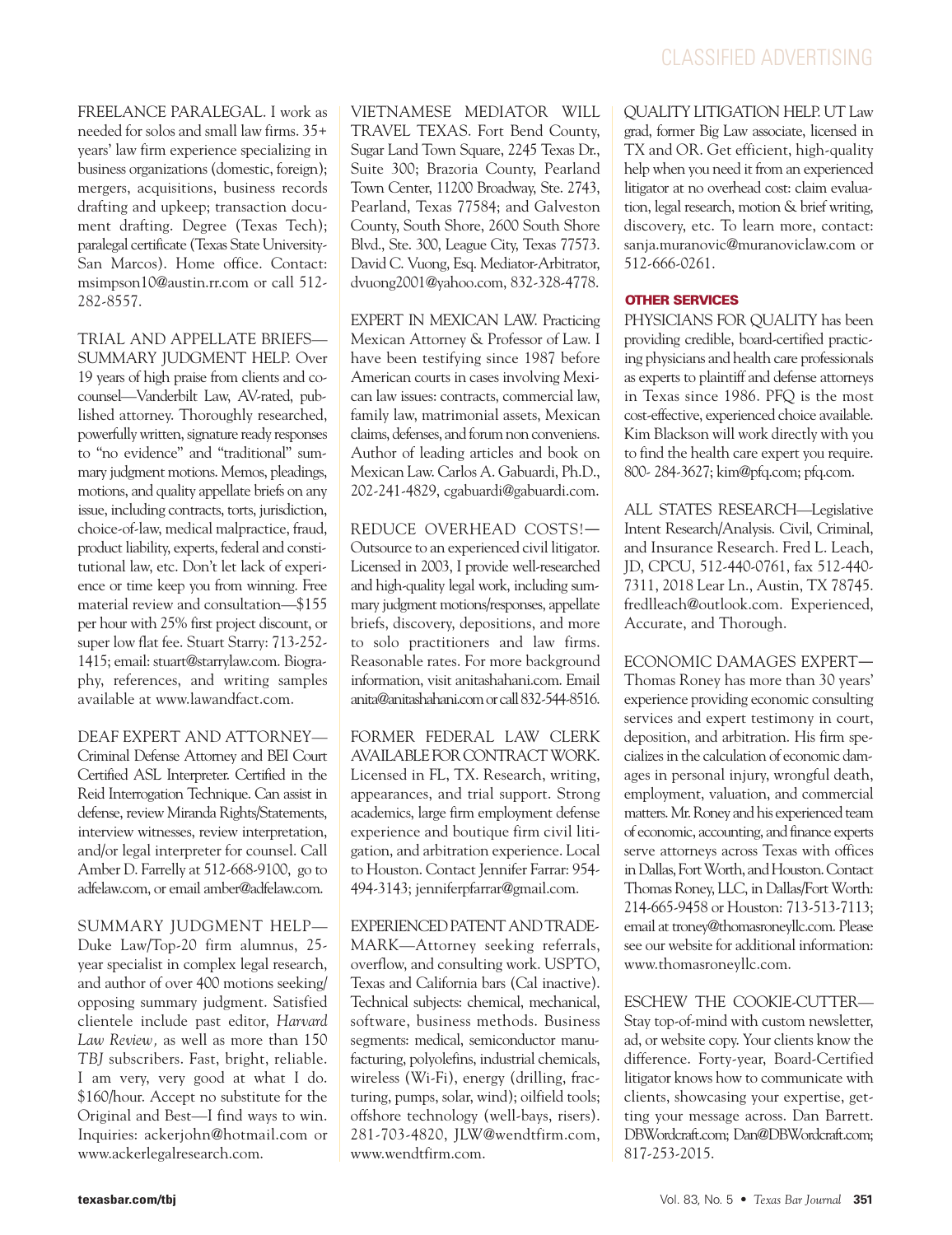FREELANCE PARALEGAL. I work as needed for solos and small law firms. 35+ years' law firm experience specializing in business organizations (domestic, foreign); mergers, acquisitions, business records drafting and upkeep; transaction document drafting. Degree (Texas Tech); paralegal certificate (Texas State University-San Marcos). Home office. Contact: msimpson10@austin.rr.com or call 512-282-8557.

TRIAL AND APPELLATE BRIEFS—SUMMARY JUDGMENT HELP. Over 19 years of high praise from clients and co-counsel—Vanderbilt Law, AV-rated, published attorney. Thoroughly researched, powerfully written, signature ready responses to "no evidence" and "traditional" summary judgment motions. Memos, pleadings, motions, and quality appellate briefs on any issue, including contracts, torts, jurisdiction, choice-of-law, medical malpractice, fraud, product liability, experts, federal and constitutional law, etc. Don't let lack of experience or time keep you from winning. Free material review and consultation—$155 per hour with 25% first project discount, or super low flat fee. Stuart Starry: 713-252-1415; email: stuart@starrylaw.com. Biography, references, and writing samples available at www.lawandfact.com.

DEAF EXPERT AND ATTORNEY—Criminal Defense Attorney and BEI Court Certified ASL Interpreter. Certified in the Reid Interrogation Technique. Can assist in defense, review Miranda Rights/Statements, interview witnesses, review interpretation, and/or legal interpreter for counsel. Call Amber D. Farrelly at 512-668-9100, go to adfelaw.com, or email amber@adfelaw.com.

SUMMARY JUDGMENT HELP—Duke Law/Top-20 firm alumnus, 25-year specialist in complex legal research, and author of over 400 motions seeking/opposing summary judgment. Satisfied clientele include past editor, *Harvard Law Review*, as well as more than 150 *TBJ* subscribers. Fast, bright, reliable. I am very, very good at what I do. $160/hour. Accept no substitute for the Original and Best—I find ways to win. Inquiries: ackerjohn@hotmail.com or www.ackerlegalresearch.com.

VIETNAMESE MEDIATOR WILL TRAVEL TEXAS. Fort Bend County, Sugar Land Town Square, 2245 Texas Dr., Suite 300; Brazoria County, Pearland Town Center, 11200 Broadway, Ste. 2743, Pearland, Texas 77584; and Galveston County, South Shore, 2600 South Shore Blvd., Ste. 300, League City, Texas 77573. David C. Vuong, Esq. Mediator-Arbitrator, dvuong2001@yahoo.com, 832-328-4778.

EXPERT IN MEXICAN LAW. Practicing Mexican Attorney & Professor of Law. I have been testifying since 1987 before American courts in cases involving Mexican law issues: contracts, commercial law, family law, matrimonial assets, Mexican claims, defenses, and forum non conveniens. Author of leading articles and book on Mexican Law. Carlos A. Gabuardi, Ph.D., 202-241-4829, cgabuardi@gabuardi.com.

REDUCE OVERHEAD COSTS!—Outsource to an experienced civil litigator. Licensed in 2003, I provide well-researched and high-quality legal work, including summary judgment motions/responses, appellate briefs, discovery, depositions, and more to solo practitioners and law firms. Reasonable rates. For more background information, visit anitashahani.com. Email anita@anitashahani.com or call 832-544-8516.

FORMER FEDERAL LAW CLERK AVAILABLE FOR CONTRACT WORK. Licensed in FL, TX. Research, writing, appearances, and trial support. Strong academics, large firm employment defense experience and boutique firm civil litigation, and arbitration experience. Local to Houston. Contact Jennifer Farrar: 954-494-3143; jenniferpfarrar@gmail.com.

EXPERIENCED PATENT AND TRADEMARK—Attorney seeking referrals, overflow, and consulting work. USPTO, Texas and California bars (Cal inactive). Technical subjects: chemical, mechanical, software, business methods. Business segments: medical, semiconductor manufacturing, polyolefins, industrial chemicals, wireless (Wi-Fi), energy (drilling, fracturing, pumps, solar, wind); oilfield tools; offshore technology (well-bays, risers). 281-703-4820, JLW@wendtfirm.com, www.wendtfirm.com.

QUALITY LITIGATION HELP. UT Law grad, former Big Law associate, licensed in TX and OR. Get efficient, high-quality help when you need it from an experienced litigator at no overhead cost: claim evaluation, legal research, motion & brief writing, discovery, etc. To learn more, contact: sanja.muranovic@muranoviclaw.com or 512-666-0261.

### OTHER SERVICES

PHYSICIANS FOR QUALITY has been providing credible, board-certified practicing physicians and health care professionals as experts to plaintiff and defense attorneys in Texas since 1986. PFQ is the most cost-effective, experienced choice available. Kim Blackson will work directly with you to find the health care expert you require. 800- 284-3627; kim@pfq.com; pfq.com.

ALL STATES RESEARCH—Legislative Intent Research/Analysis. Civil, Criminal, and Insurance Research. Fred L. Leach, JD, CPCU, 512-440-0761, fax 512-440-7311, 2018 Lear Ln., Austin, TX 78745. fredlleach@outlook.com. Experienced, Accurate, and Thorough.

ECONOMIC DAMAGES EXPERT—Thomas Roney has more than 30 years' experience providing economic consulting services and expert testimony in court, deposition, and arbitration. His firm specializes in the calculation of economic damages in personal injury, wrongful death, employment, valuation, and commercial matters. Mr. Roney and his experienced team of economic, accounting, and finance experts serve attorneys across Texas with offices in Dallas, Fort Worth, and Houston. Contact Thomas Roney, LLC, in Dallas/Fort Worth: 214-665-9458 or Houston: 713-513-7113; email at troney@thomasroneyllc.com. Please see our website for additional information: www.thomasroneyllc.com.

ESCHEW THE COOKIE-CUTTER—Stay top-of-mind with custom newsletter, ad, or website copy. Your clients know the difference. Forty-year, Board-Certified litigator knows how to communicate with clients, showcasing your expertise, getting your message across. Dan Barrett. DBWordcraft.com; Dan@DBWordcraft.com; 817-253-2015.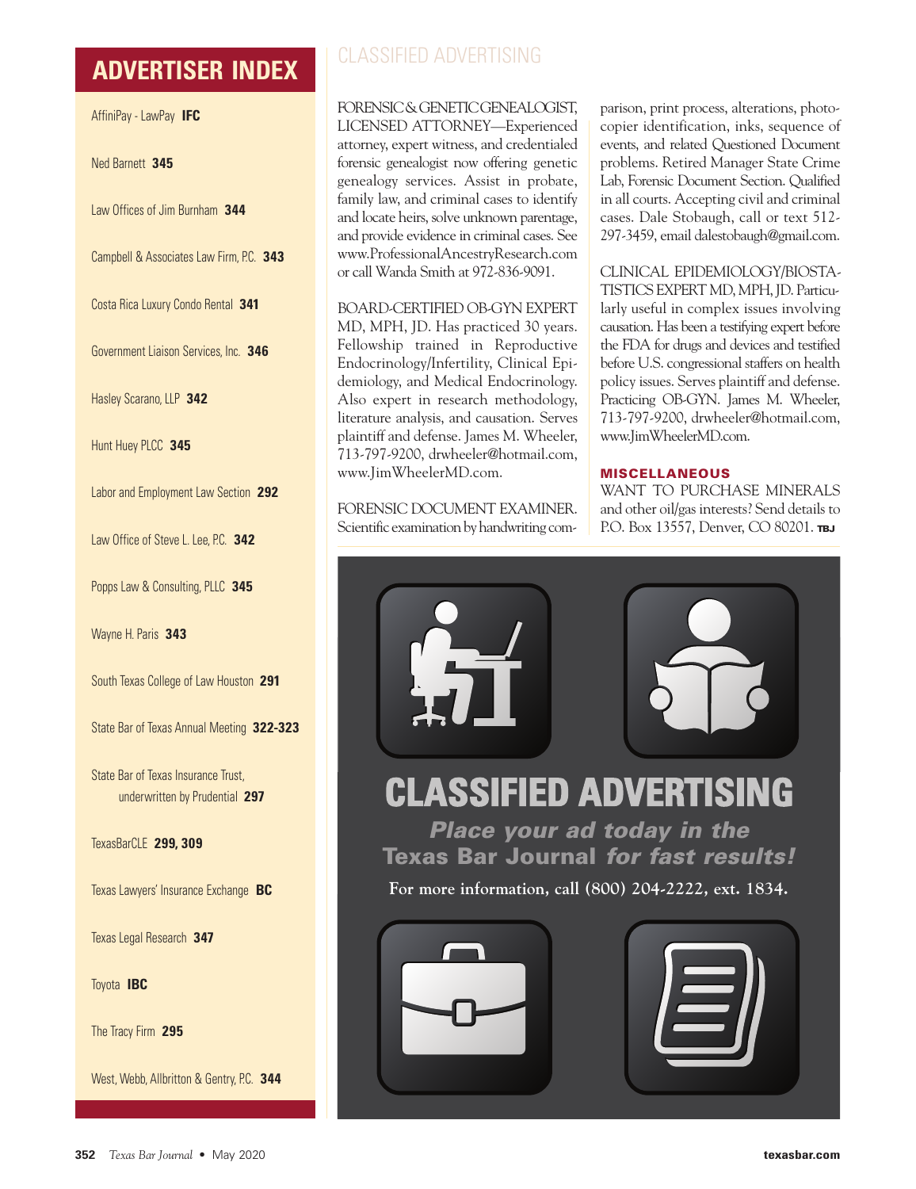## ADVERTISER INDEX

AffiniPay - LawPay **IFC**

Ned Barnett **345**

Law Offices of Jim Burnham **344**

Campbell & Associates Law Firm, P.C. **343**

Costa Rica Luxury Condo Rental **341**

Government Liaison Services, Inc. **346**

Hasley Scarano, LLP **342**

Hunt Huey PLLC **345**

Labor and Employment Law Section **292**

Law Office of Steve L. Lee, P.C. **342**

Popps Law & Consulting, PLLC **345**

Wayne H. Paris **343**

South Texas College of Law Houston **291**

State Bar of Texas Annual Meeting **322-323**

State Bar of Texas Insurance Trust, underwritten by Prudential **297**

TexasBarCLE **299, 309**

Texas Lawyers' Insurance Exchange **BC**

Texas Legal Research **347**

Toyota **IBC**

The Tracy Firm **295**

West, Webb, Allbritton & Gentry, P.C. **344**

## CLASSIFIED ADVERTISING

FORENSIC & GENETIC GENEALOGIST, LICENSED ATTORNEY—Experienced attorney, expert witness, and credentialed forensic genealogist now offering genetic genealogy services. Assist in probate, family law, and criminal cases to identify and locate heirs, solve unknown parentage, and provide evidence in criminal cases. See www.ProfessionalAncestryResearch.com or call Wanda Smith at 972-836-9091.

BOARD-CERTIFIED OB-GYN EXPERT MD, MPH, JD. Has practiced 30 years. Fellowship trained in Reproductive Endocrinology/Infertility, Clinical Epidemiology, and Medical Endocrinology. Also expert in research methodology, literature analysis, and causation. Serves plaintiff and defense. James M. Wheeler, 713-797-9200, drwheeler@hotmail.com, www.JimWheelerMD.com.

FORENSIC DOCUMENT EXAMINER. Scientific examination by handwriting comparison, print process, alterations, photocopier identification, inks, sequence of events, and related Questioned Document problems. Retired Manager State Crime Lab, Forensic Document Section. Qualified in all courts. Accepting civil and criminal cases. Dale Stobaugh, call or text 512-297-3459, email dalestobaugh@gmail.com.

CLINICAL EPIDEMIOLOGY/BIOSTATISTICS EXPERT MD, MPH, JD. Particularly useful in complex issues involving causation. Has been a testifying expert before the FDA for drugs and devices and testified before U.S. congressional staffers on health policy issues. Serves plaintiff and defense. Practicing OB-GYN. James M. Wheeler, 713-797-9200, drwheeler@hotmail.com, www.JimWheelerMD.com.

### MISCELLANEOUS

WANT TO PURCHASE MINERALS and other oil/gas interests? Send details to P.O. Box 13557, Denver, CO 80201. **TBJ**

**CLASSIFIED ADVERTISING**

***Place your ad today in the Texas Bar Journal for fast results!***

**For more information, call (800) 204-2222, ext. 1834.**